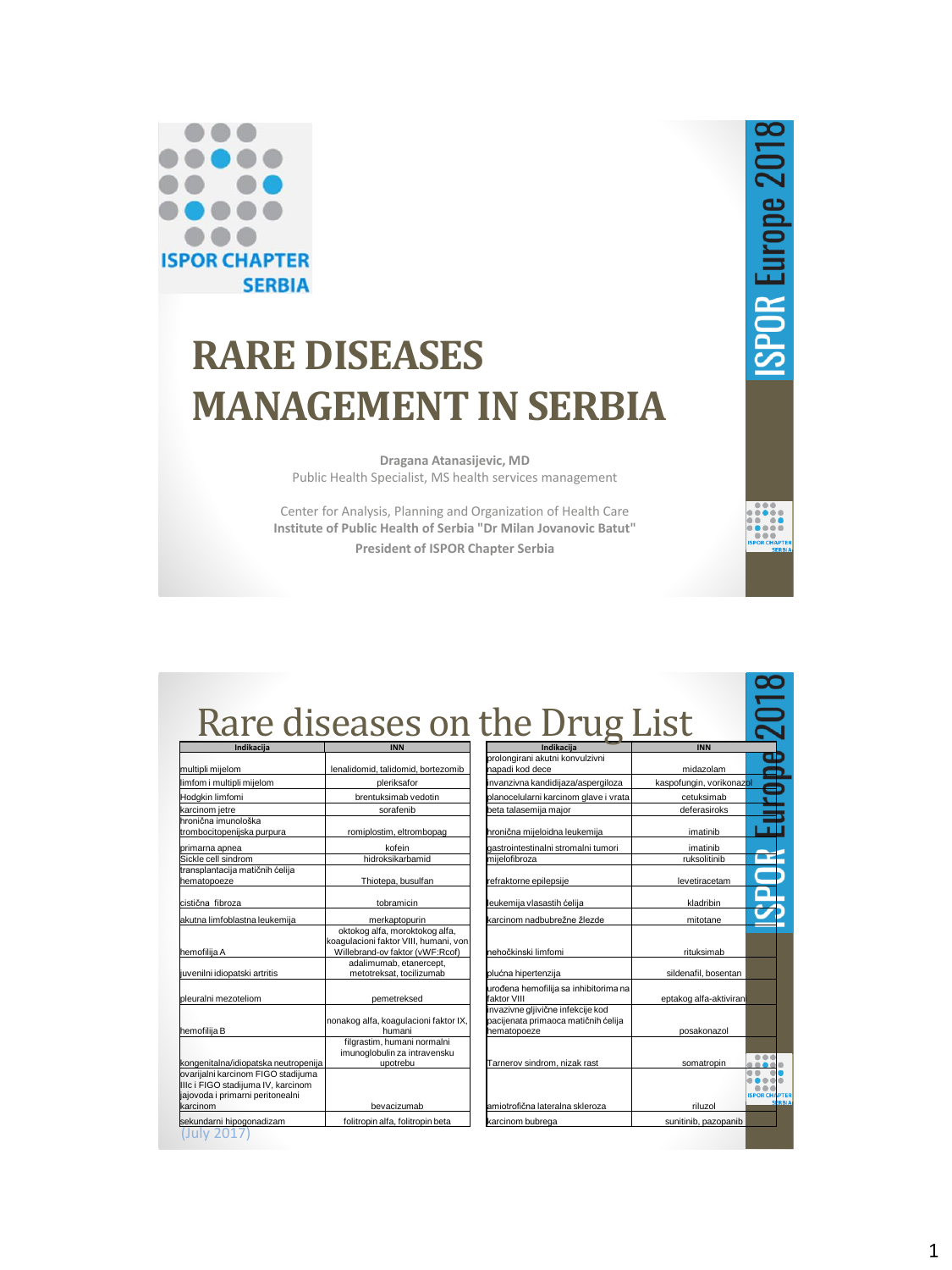ISPOR CHAPTER SERBIA

ISPOR Europe 2018

# RARE DISEASES MANAGEMENT IN SERBIA

**Dragana Atanasijevic, MD**
Public Health Specialist, MS health services management

Center for Analysis, Planning and Organization of Health Care
**Institute of Public Health of Serbia "Dr Milan Jovanovic Batut"**
**President of ISPOR Chapter Serbia**

# Rare diseases on the Drug List

| Indikacija | INN |
|---|---|
| multipli mijelom | lenalidomid, talidomid, bortezomib |
| limfom i multipli mijelom | pleriksafor |
| Hodgkin limfomi | brentuksimab vedotin |
| karcinom jetre | sorafenib |
| hronična imunološka trombocitopenijska purpura | romiplostim, eltrombopag |
| primarna apnea | kofein |
| Sickle cell sindrom | hidroksikarbamid |
| transplantacija matičnih ćelija hematopoeze | Thiotepa, busulfan |
| cistična fibroza | tobramicin |
| akutna limfoblastna leukemija | merkaptopurin |
| hemofilija A | oktokog alfa, moroktokog alfa, koagulacioni faktor VIII, humani, von Willebrand-ov faktor (vWF:Rcof) |
| juvenilni idiopatski artritis | adalimumab, etanercept, metotreksat, tocilizumab |
| pleuralni mezoteliom | pemetreksed |
| hemofilija B | nonakog alfa, koagulacioni faktor IX, humani |
| kongenitalna/idiopatska neutropenija | filgrastim, humani normalni imunoglobulin za intravensku upotrebu |
| ovarijalni karcinom FIGO stadijuma IIIc i FIGO stadijuma IV, karcinom jajovoda i primarni peritonealni karcinom | bevacizumab |
| sekundarni hipogonadizam | folitropin alfa, folitropin beta |

| Indikacija | INN |
|---|---|
| prolongirani akutni konvulzivni napadi kod dece | midazolam |
| invanzivna kandidijaza/aspergiloza | kaspofungin, vorikonazol |
| planocelularni karcinom glave i vrata | cetuksimab |
| beta talasemija major | deferasiroks |
| hronična mijeloidna leukemija | imatinib |
| gastrointestinalni stromalni tumori | imatinib |
| mijelofibroza | ruksolitinib |
| refraktorne epilepsije | levetiracetam |
| leukemija vlasastih ćelija | kladribin |
| karcinom nadbubrežne žlezde | mitotane |
| nehočkinski limfomi | rituksimab |
| plućna hipertenzija | sildenafil, bosentan |
| urođena hemofilija sa inhibitorima na faktor VIII | eptakog alfa-aktiviran |
| invazivne gljivične infekcije kod pacijenata primaoca matičnih ćelija hematopoeze | posakonazol |
| Tarnerov sindrom, nizak rast | somatropin |
| amiotrofična lateralna skleroza | riluzol |
| karcinom bubrega | sunitinib, pazopanib |

(July 2017)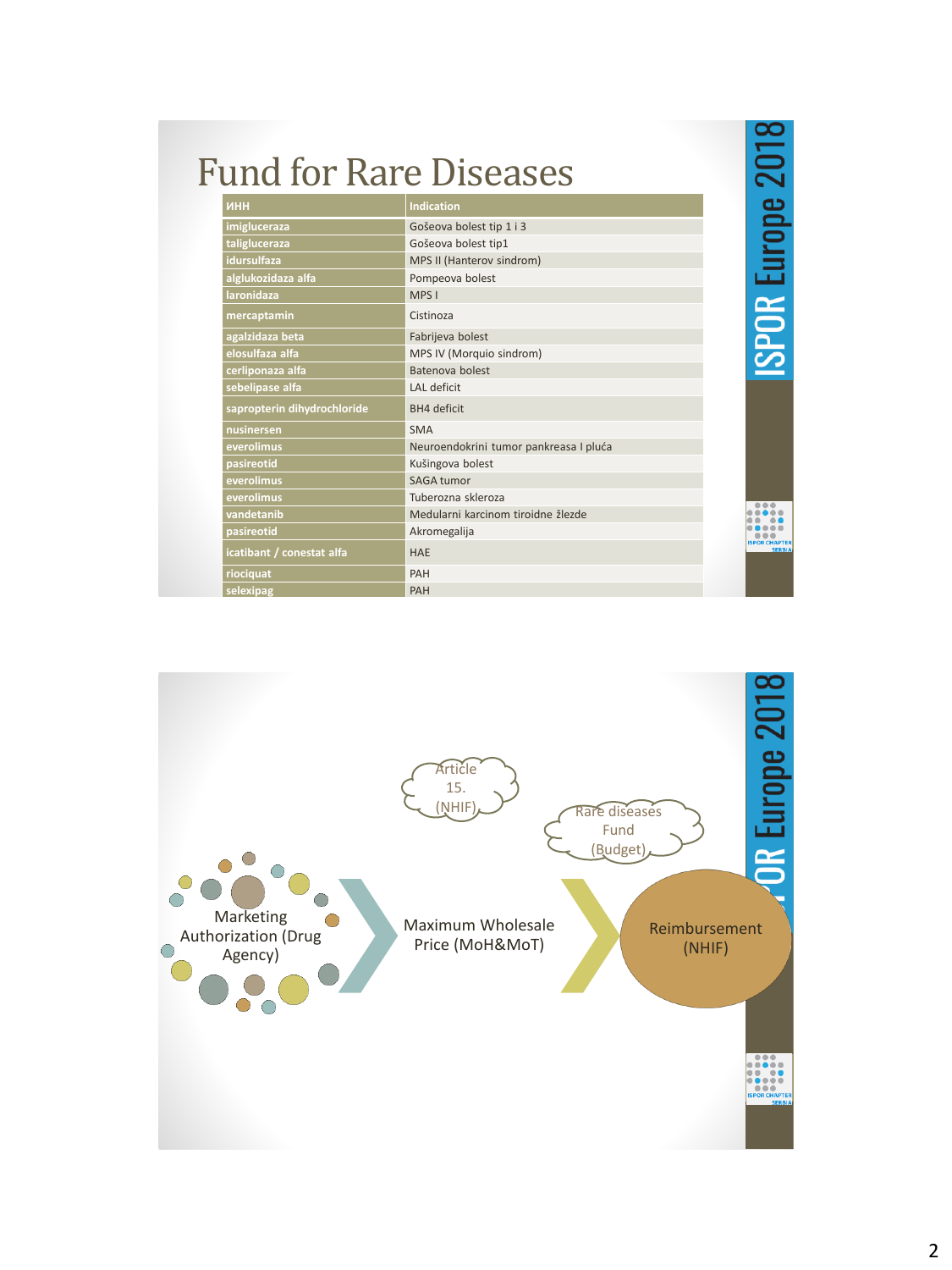# Fund for Rare Diseases

| ИНН | Indication |
|---|---|
| imigluceraza | Gošeova bolest tip 1 i 3 |
| taligluceraza | Gošeova bolest tip1 |
| idursulfaza | MPS II (Hanterov sindrom) |
| alglukozidaza alfa | Pompeova bolest |
| laronidaza | MPS I |
| mercaptamin | Cistinoza |
| agalzidaza beta | Fabrijeva bolest |
| elosulfaza alfa | MPS IV (Morquio sindrom) |
| cerliponaza alfa | Batenova bolest |
| sebelipase alfa | LAL deficit |
| sapropterin dihydrochloride | BH4 deficit |
| nusinersen | SMA |
| everolimus | Neuroendokrini tumor pankreasa I pluća |
| pasireotid | Kušingova bolest |
| everolimus | SAGA tumor |
| everolimus | Tuberozna skleroza |
| vandetanib | Medularni karcinom tiroidne žlezde |
| pasireotid | Akromegalija |
| icatibant / conestat alfa | HAE |
| riociquat | PAH |
| selexipag | PAH |

Marketing Authorization (Drug Agency) → Maximum Wholesale Price (MoH&MoT) → Reimbursement (NHIF)

Article 15. (NHIF)

Rare diseases Fund (Budget)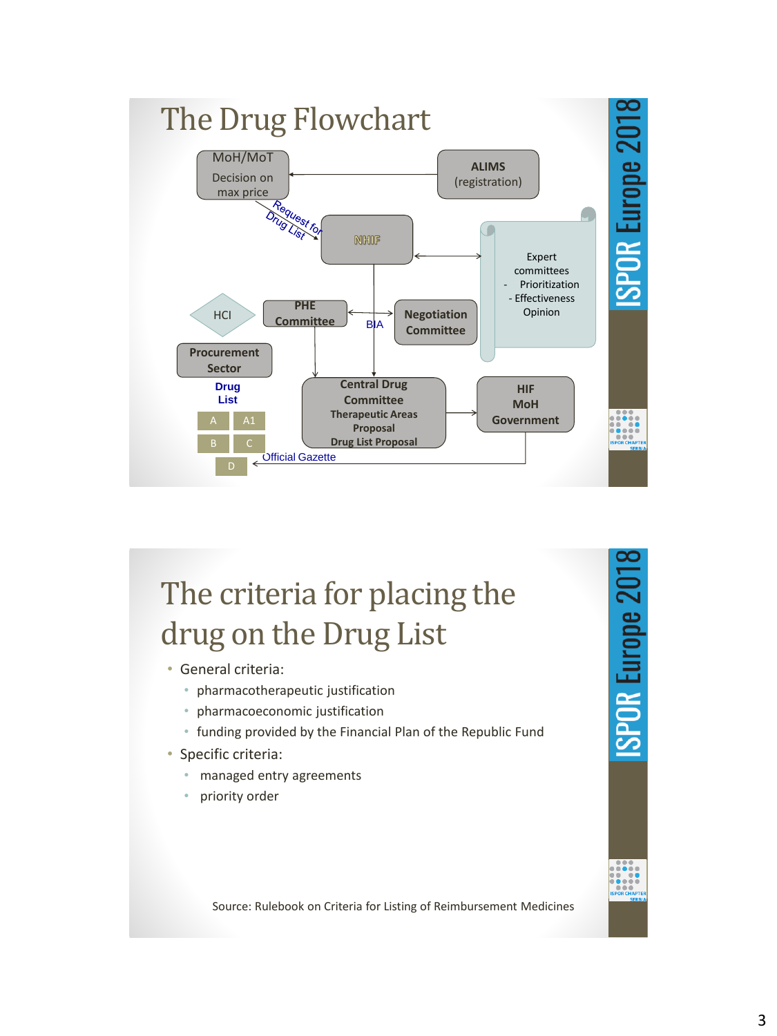# The Drug Flowchart

MoH/MoT
Decision on max price

ALIMS (registration)

Request for Drug List

NHIF

Expert committees
- Prioritization
- Effectiveness Opinion

HCI

PHE Committee

BIA

Negotiation Committee

Procurement Sector

Drug List

A | A1
B | C
D

Central Drug Committee
Therapeutic Areas Proposal
Drug List Proposal

HIF
MoH
Government

Official Gazette

ISPOR Europe 2018

# The criteria for placing the drug on the Drug List

- General criteria:
  - pharmacotherapeutic justification
  - pharmacoeconomic justification
  - funding provided by the Financial Plan of the Republic Fund
- Specific criteria:
  - managed entry agreements
  - priority order

Source: Rulebook on Criteria for Listing of Reimbursement Medicines

ISPOR Europe 2018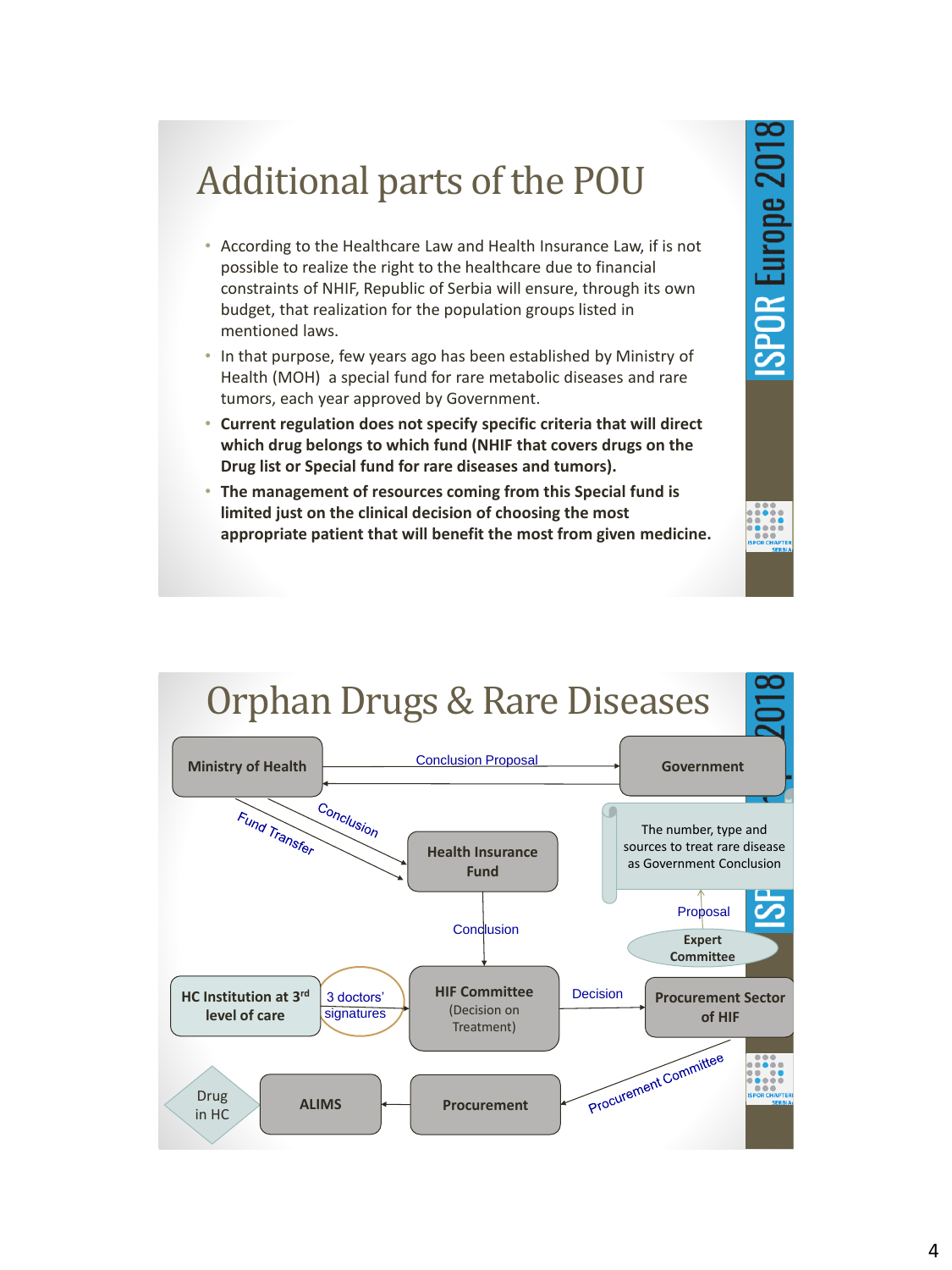# Additional parts of the POU

- According to the Healthcare Law and Health Insurance Law, if is not possible to realize the right to the healthcare due to financial constraints of NHIF, Republic of Serbia will ensure, through its own budget, that realization for the population groups listed in mentioned laws.
- In that purpose, few years ago has been established by Ministry of Health (MOH) a special fund for rare metabolic diseases and rare tumors, each year approved by Government.
- **Current regulation does not specify specific criteria that will direct which drug belongs to which fund (NHIF that covers drugs on the Drug list or Special fund for rare diseases and tumors).**
- **The management of resources coming from this Special fund is limited just on the clinical decision of choosing the most appropriate patient that will benefit the most from given medicine.**

# Orphan Drugs & Rare Diseases

- **Ministry of Health** → (Conclusion Proposal) → **Government**
- **Government** → **Ministry of Health**
- **Ministry of Health** → (Conclusion) → **Health Insurance Fund**
- **Ministry of Health** → (Fund Transfer) → **Health Insurance Fund**
- **Expert Committee** → (Proposal) → The number, type and sources to treat rare disease as Government Conclusion
- **Health Insurance Fund** → (Conclusion) → **HIF Committee** (Decision on Treatment)
- **HC Institution at 3rd level of care** → (3 doctors' signatures) → **HIF Committee** (Decision on Treatment)
- **HIF Committee** → (Decision) → **Procurement Sector of HIF**
- **Procurement Sector of HIF** → (Procurement Committee) → **Procurement**
- **Procurement** → **ALIMS**
- **ALIMS** — Drug in HC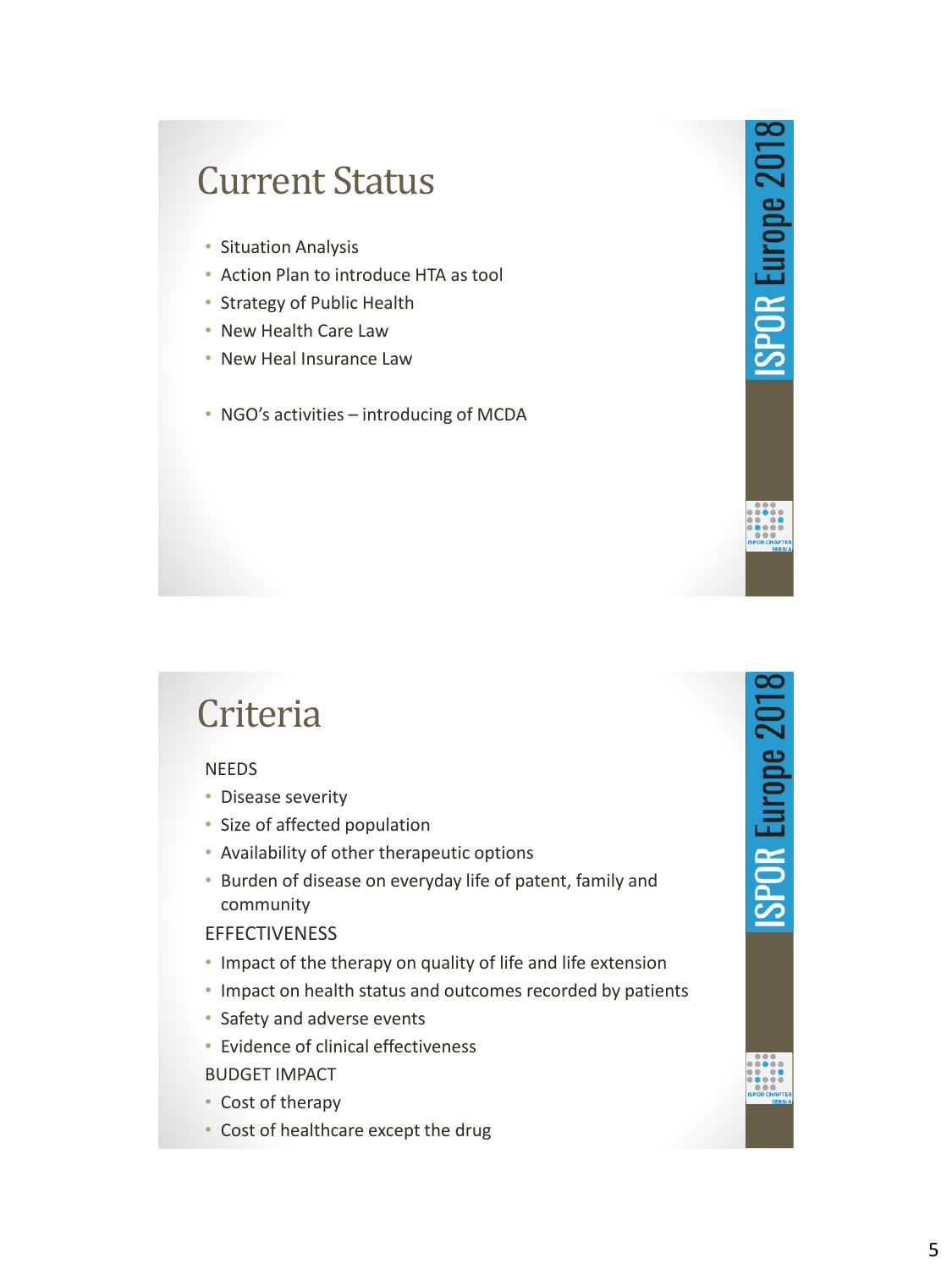# Current Status

- Situation Analysis
- Action Plan to introduce HTA as tool
- Strategy of Public Health
- New Health Care Law
- New Heal Insurance Law

- NGO's activities – introducing of MCDA

# Criteria

NEEDS

- Disease severity
- Size of affected population
- Availability of other therapeutic options
- Burden of disease on everyday life of patent, family and community

EFFECTIVENESS

- Impact of the therapy on quality of life and life extension
- Impact on health status and outcomes recorded by patients
- Safety and adverse events
- Evidence of clinical effectiveness

BUDGET IMPACT

- Cost of therapy
- Cost of healthcare except the drug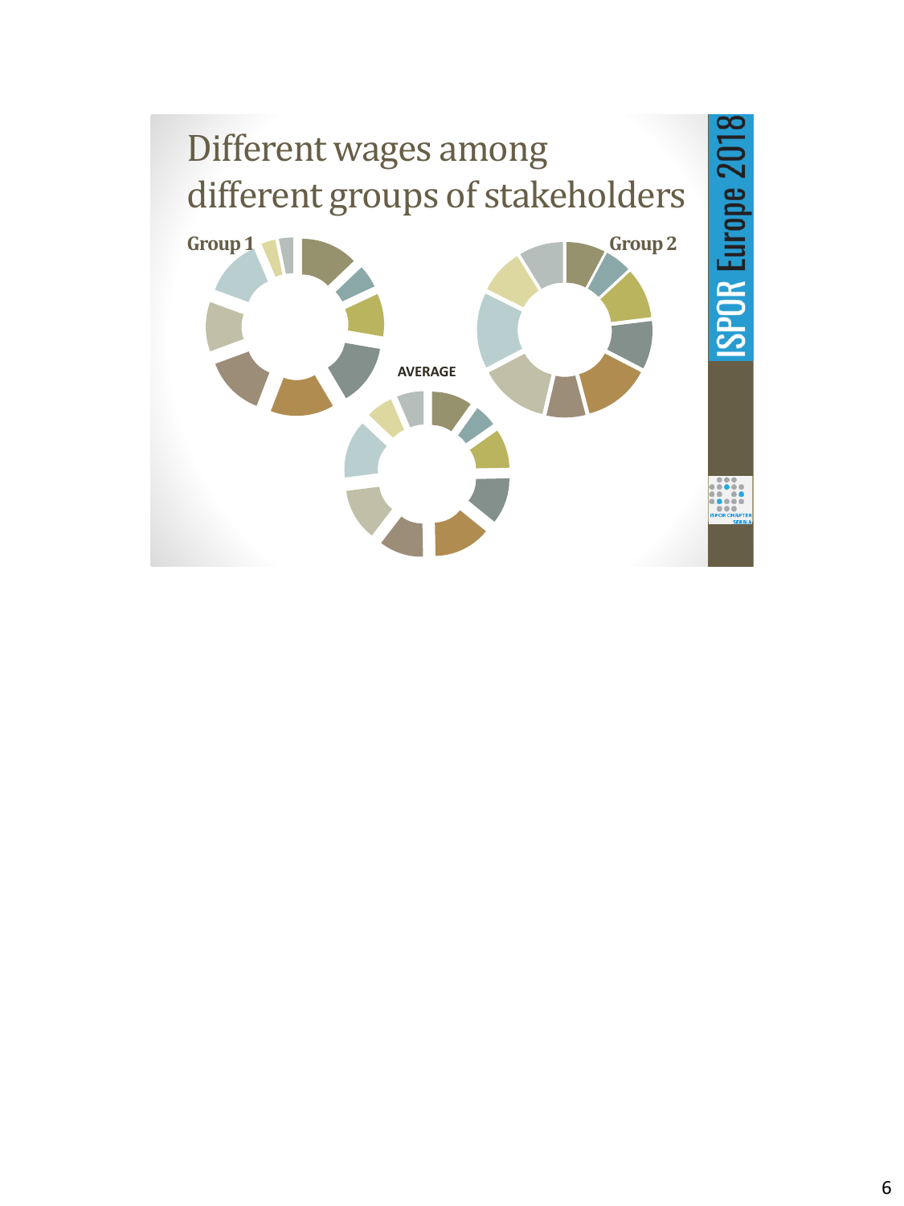# Different wages among different groups of stakeholders

Group 1

Group 2

AVERAGE

ISPOR Europe 2018

ISPOR CHAPTER SERBIA